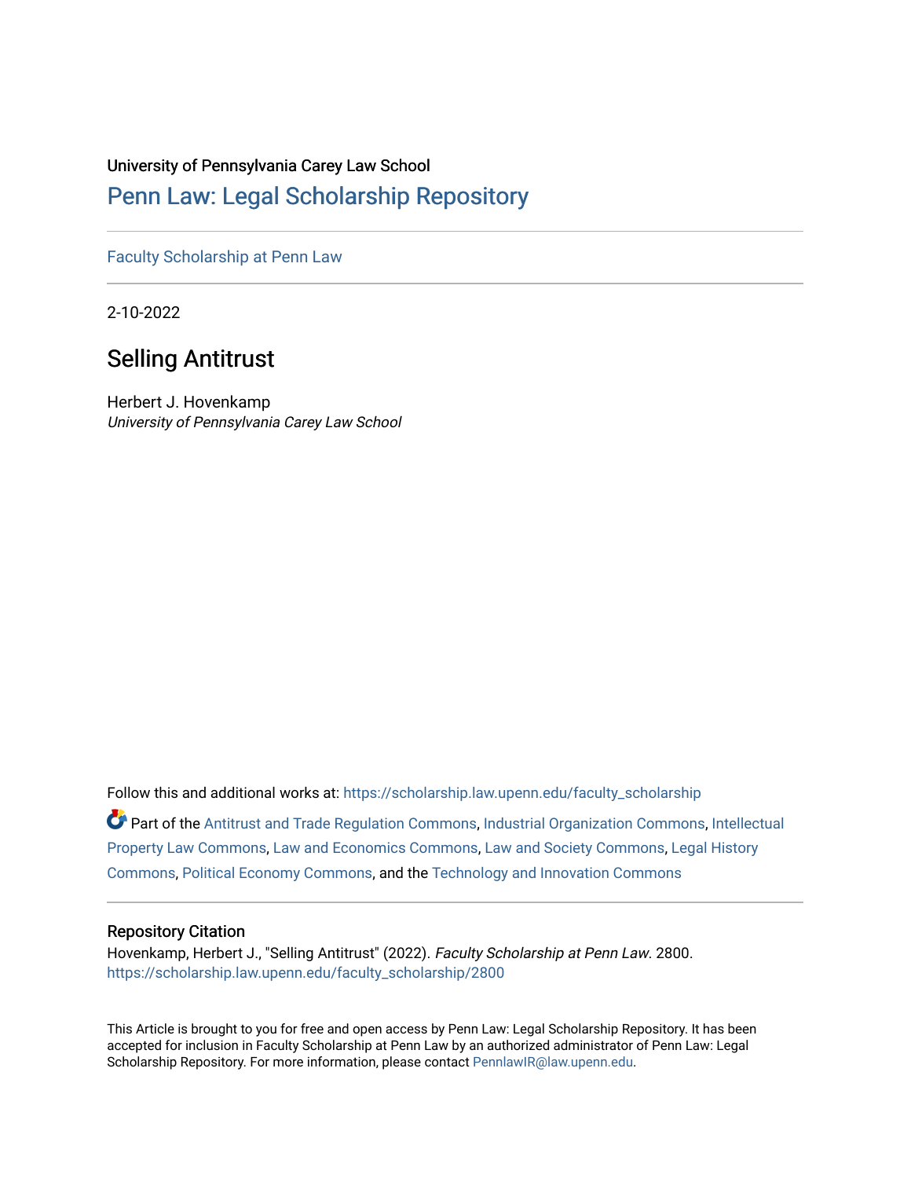University of Pennsylvania Carey Law School

# Penn Law: Legal Scholarship Repository

Faculty Scholarship at Penn Law

2-10-2022

## Selling Antitrust

Herbert J. Hovenkamp
*University of Pennsylvania Carey Law School*

Follow this and additional works at: https://scholarship.law.upenn.edu/faculty_scholarship

Part of the Antitrust and Trade Regulation Commons, Industrial Organization Commons, Intellectual Property Law Commons, Law and Economics Commons, Law and Society Commons, Legal History Commons, Political Economy Commons, and the Technology and Innovation Commons

### Repository Citation

Hovenkamp, Herbert J., "Selling Antitrust" (2022). *Faculty Scholarship at Penn Law*. 2800.
https://scholarship.law.upenn.edu/faculty_scholarship/2800

This Article is brought to you for free and open access by Penn Law: Legal Scholarship Repository. It has been accepted for inclusion in Faculty Scholarship at Penn Law by an authorized administrator of Penn Law: Legal Scholarship Repository. For more information, please contact PennlawIR@law.upenn.edu.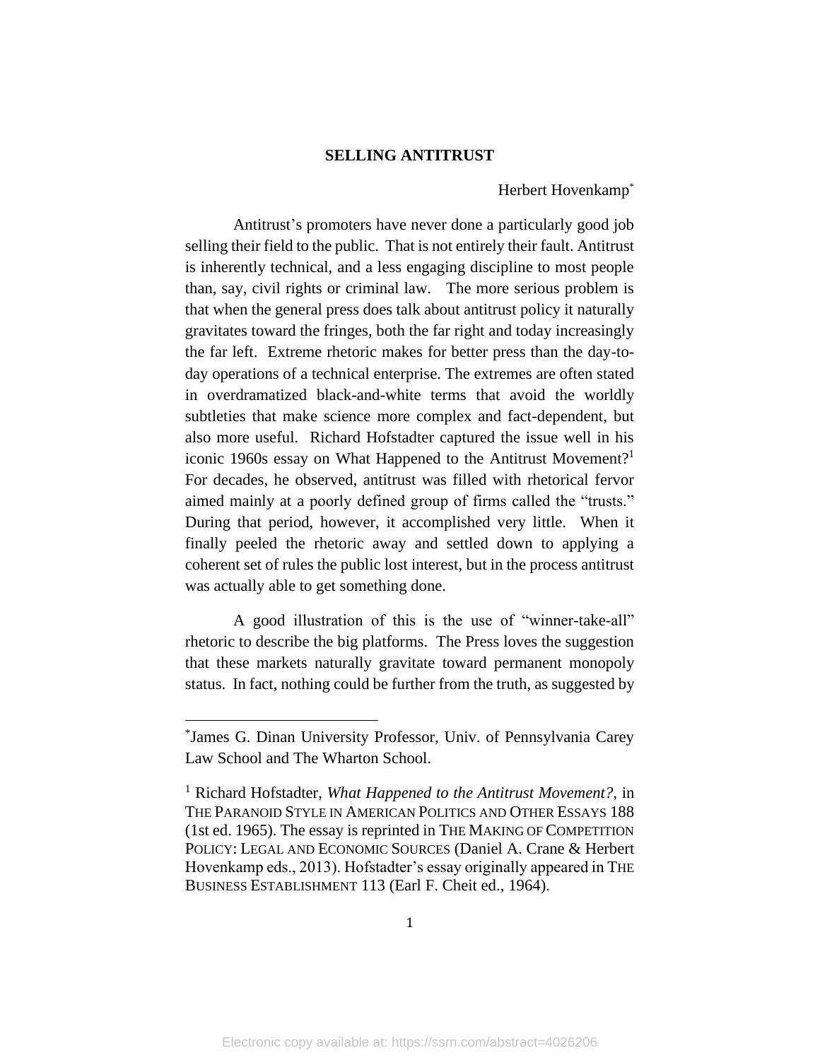**SELLING ANTITRUST**

Herbert Hovenkamp[*]

Antitrust's promoters have never done a particularly good job selling their field to the public. That is not entirely their fault. Antitrust is inherently technical, and a less engaging discipline to most people than, say, civil rights or criminal law. The more serious problem is that when the general press does talk about antitrust policy it naturally gravitates toward the fringes, both the far right and today increasingly the far left. Extreme rhetoric makes for better press than the day-to-day operations of a technical enterprise. The extremes are often stated in overdramatized black-and-white terms that avoid the worldly subtleties that make science more complex and fact-dependent, but also more useful. Richard Hofstadter captured the issue well in his iconic 1960s essay on What Happened to the Antitrust Movement?[1] For decades, he observed, antitrust was filled with rhetorical fervor aimed mainly at a poorly defined group of firms called the "trusts." During that period, however, it accomplished very little. When it finally peeled the rhetoric away and settled down to applying a coherent set of rules the public lost interest, but in the process antitrust was actually able to get something done.

A good illustration of this is the use of "winner-take-all" rhetoric to describe the big platforms. The Press loves the suggestion that these markets naturally gravitate toward permanent monopoly status. In fact, nothing could be further from the truth, as suggested by

---

[*]James G. Dinan University Professor, Univ. of Pennsylvania Carey Law School and The Wharton School.

[1] Richard Hofstadter, *What Happened to the Antitrust Movement?*, in THE PARANOID STYLE IN AMERICAN POLITICS AND OTHER ESSAYS 188 (1st ed. 1965). The essay is reprinted in THE MAKING OF COMPETITION POLICY: LEGAL AND ECONOMIC SOURCES (Daniel A. Crane & Herbert Hovenkamp eds., 2013). Hofstadter's essay originally appeared in THE BUSINESS ESTABLISHMENT 113 (Earl F. Cheit ed., 1964).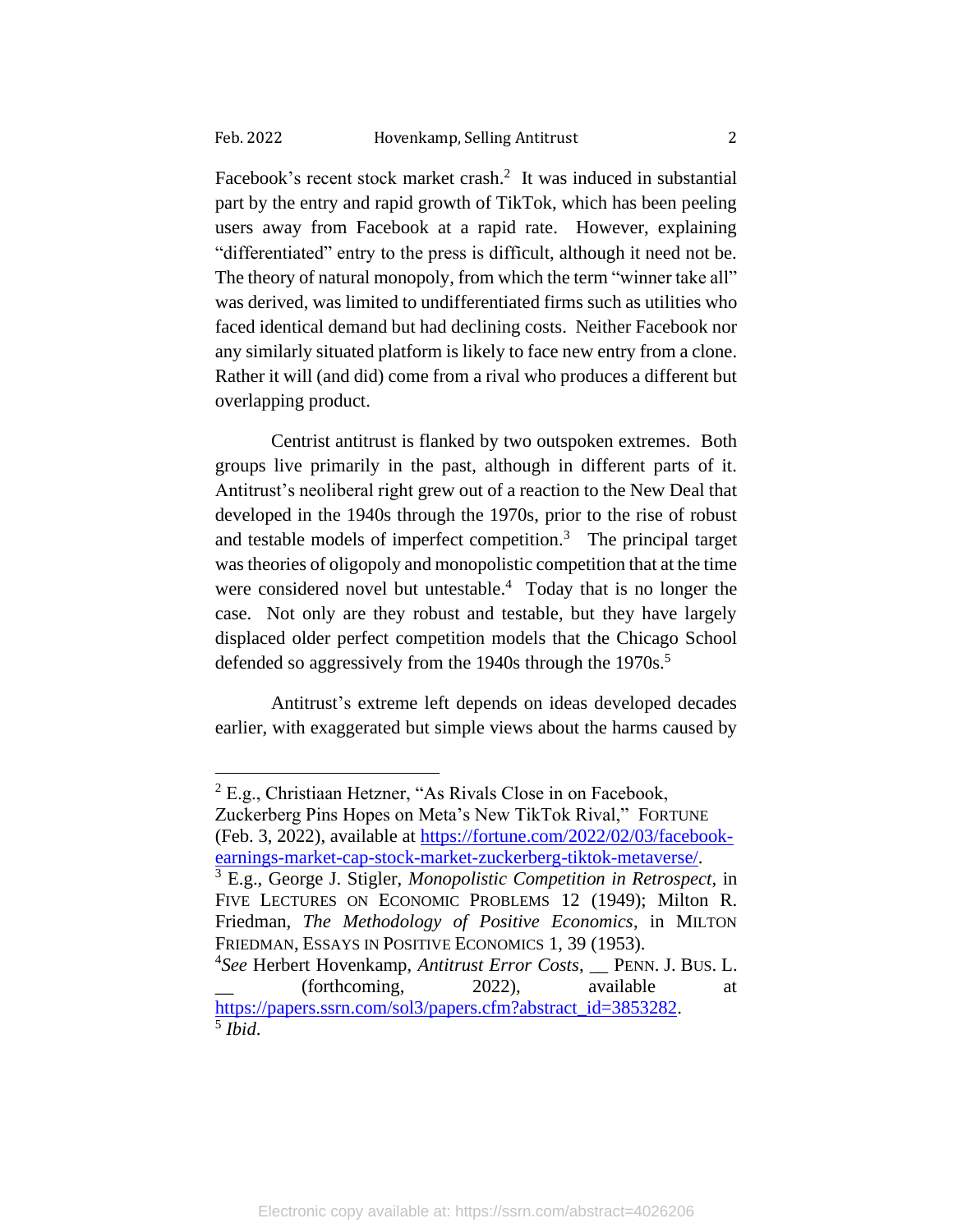Facebook's recent stock market crash.[2] It was induced in substantial part by the entry and rapid growth of TikTok, which has been peeling users away from Facebook at a rapid rate. However, explaining "differentiated" entry to the press is difficult, although it need not be. The theory of natural monopoly, from which the term "winner take all" was derived, was limited to undifferentiated firms such as utilities who faced identical demand but had declining costs. Neither Facebook nor any similarly situated platform is likely to face new entry from a clone. Rather it will (and did) come from a rival who produces a different but overlapping product.

Centrist antitrust is flanked by two outspoken extremes. Both groups live primarily in the past, although in different parts of it. Antitrust's neoliberal right grew out of a reaction to the New Deal that developed in the 1940s through the 1970s, prior to the rise of robust and testable models of imperfect competition.[3] The principal target was theories of oligopoly and monopolistic competition that at the time were considered novel but untestable.[4] Today that is no longer the case. Not only are they robust and testable, but they have largely displaced older perfect competition models that the Chicago School defended so aggressively from the 1940s through the 1970s.[5]

Antitrust's extreme left depends on ideas developed decades earlier, with exaggerated but simple views about the harms caused by

---

[2] E.g., Christiaan Hetzner, "As Rivals Close in on Facebook, Zuckerberg Pins Hopes on Meta's New TikTok Rival," FORTUNE (Feb. 3, 2022), available at https://fortune.com/2022/02/03/facebook-earnings-market-cap-stock-market-zuckerberg-tiktok-metaverse/.

[3] E.g., George J. Stigler, *Monopolistic Competition in Retrospect*, in FIVE LECTURES ON ECONOMIC PROBLEMS 12 (1949); Milton R. Friedman, *The Methodology of Positive Economics*, in MILTON FRIEDMAN, ESSAYS IN POSITIVE ECONOMICS 1, 39 (1953).

[4] *See* Herbert Hovenkamp, *Antitrust Error Costs*, __ PENN. J. BUS. L. __ (forthcoming, 2022), available at https://papers.ssrn.com/sol3/papers.cfm?abstract_id=3853282.

[5] *Ibid.*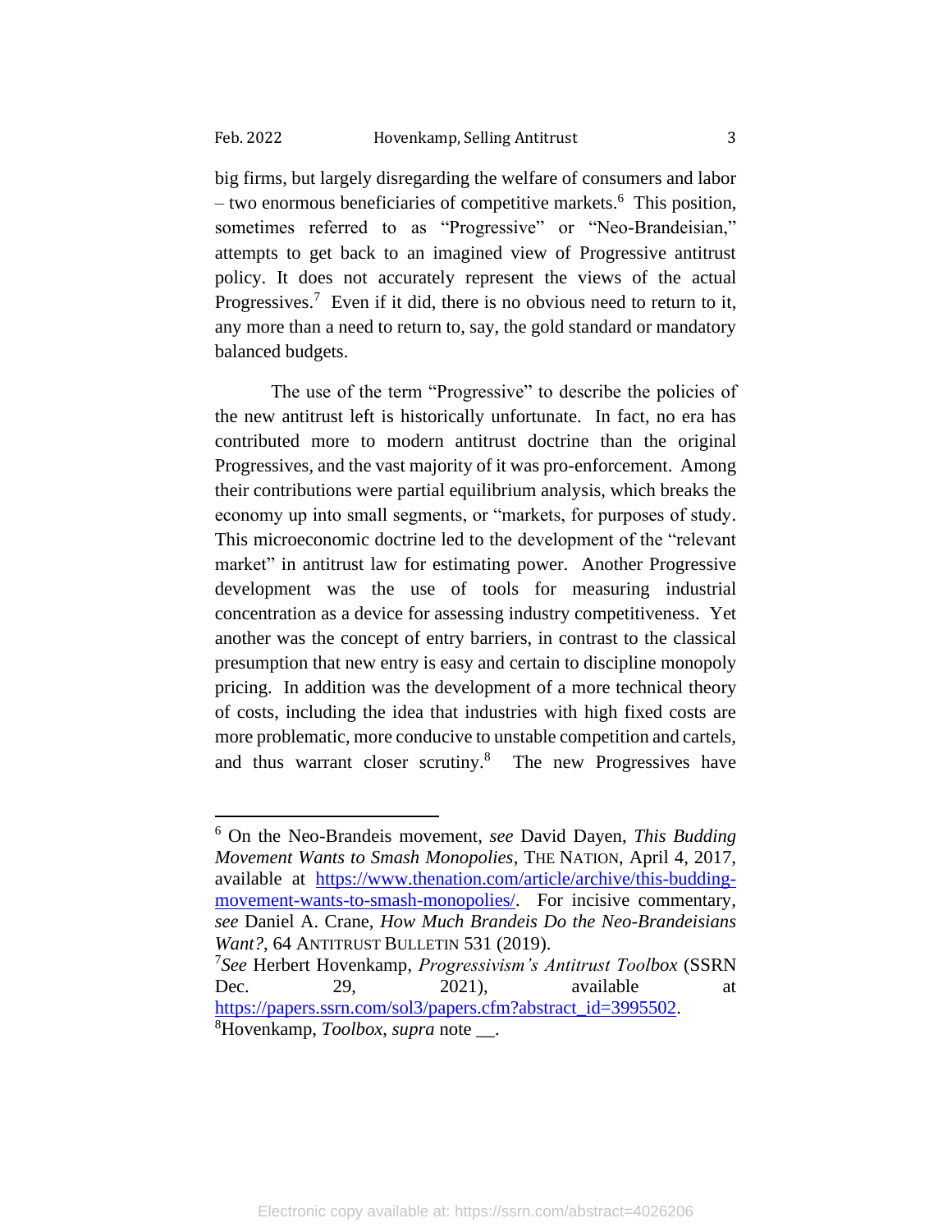big firms, but largely disregarding the welfare of consumers and labor – two enormous beneficiaries of competitive markets.[6] This position, sometimes referred to as "Progressive" or "Neo-Brandeisian," attempts to get back to an imagined view of Progressive antitrust policy. It does not accurately represent the views of the actual Progressives.[7] Even if it did, there is no obvious need to return to it, any more than a need to return to, say, the gold standard or mandatory balanced budgets.

The use of the term "Progressive" to describe the policies of the new antitrust left is historically unfortunate. In fact, no era has contributed more to modern antitrust doctrine than the original Progressives, and the vast majority of it was pro-enforcement. Among their contributions were partial equilibrium analysis, which breaks the economy up into small segments, or "markets, for purposes of study. This microeconomic doctrine led to the development of the "relevant market" in antitrust law for estimating power. Another Progressive development was the use of tools for measuring industrial concentration as a device for assessing industry competitiveness. Yet another was the concept of entry barriers, in contrast to the classical presumption that new entry is easy and certain to discipline monopoly pricing. In addition was the development of a more technical theory of costs, including the idea that industries with high fixed costs are more problematic, more conducive to unstable competition and cartels, and thus warrant closer scrutiny.[8] The new Progressives have

---

[6] On the Neo-Brandeis movement, *see* David Dayen, *This Budding Movement Wants to Smash Monopolies*, THE NATION, April 4, 2017, available at https://www.thenation.com/article/archive/this-budding-movement-wants-to-smash-monopolies/. For incisive commentary, *see* Daniel A. Crane, *How Much Brandeis Do the Neo-Brandeisians Want?*, 64 ANTITRUST BULLETIN 531 (2019).

[7] *See* Herbert Hovenkamp, *Progressivism's Antitrust Toolbox* (SSRN Dec. 29, 2021), available at https://papers.ssrn.com/sol3/papers.cfm?abstract_id=3995502.

[8] Hovenkamp, *Toolbox*, *supra* note __.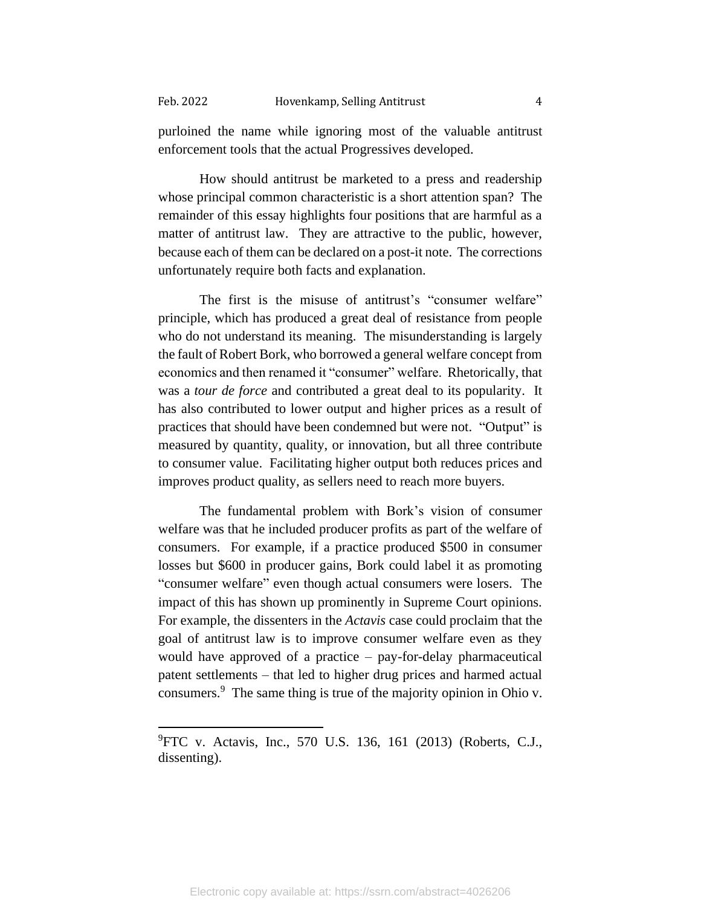purloined the name while ignoring most of the valuable antitrust enforcement tools that the actual Progressives developed.

How should antitrust be marketed to a press and readership whose principal common characteristic is a short attention span? The remainder of this essay highlights four positions that are harmful as a matter of antitrust law. They are attractive to the public, however, because each of them can be declared on a post-it note. The corrections unfortunately require both facts and explanation.

The first is the misuse of antitrust's "consumer welfare" principle, which has produced a great deal of resistance from people who do not understand its meaning. The misunderstanding is largely the fault of Robert Bork, who borrowed a general welfare concept from economics and then renamed it "consumer" welfare. Rhetorically, that was a *tour de force* and contributed a great deal to its popularity. It has also contributed to lower output and higher prices as a result of practices that should have been condemned but were not. "Output" is measured by quantity, quality, or innovation, but all three contribute to consumer value. Facilitating higher output both reduces prices and improves product quality, as sellers need to reach more buyers.

The fundamental problem with Bork's vision of consumer welfare was that he included producer profits as part of the welfare of consumers. For example, if a practice produced $500 in consumer losses but $600 in producer gains, Bork could label it as promoting "consumer welfare" even though actual consumers were losers. The impact of this has shown up prominently in Supreme Court opinions. For example, the dissenters in the *Actavis* case could proclaim that the goal of antitrust law is to improve consumer welfare even as they would have approved of a practice – pay-for-delay pharmaceutical patent settlements – that led to higher drug prices and harmed actual consumers.[9] The same thing is true of the majority opinion in Ohio v.

---

[9]FTC v. Actavis, Inc., 570 U.S. 136, 161 (2013) (Roberts, C.J., dissenting).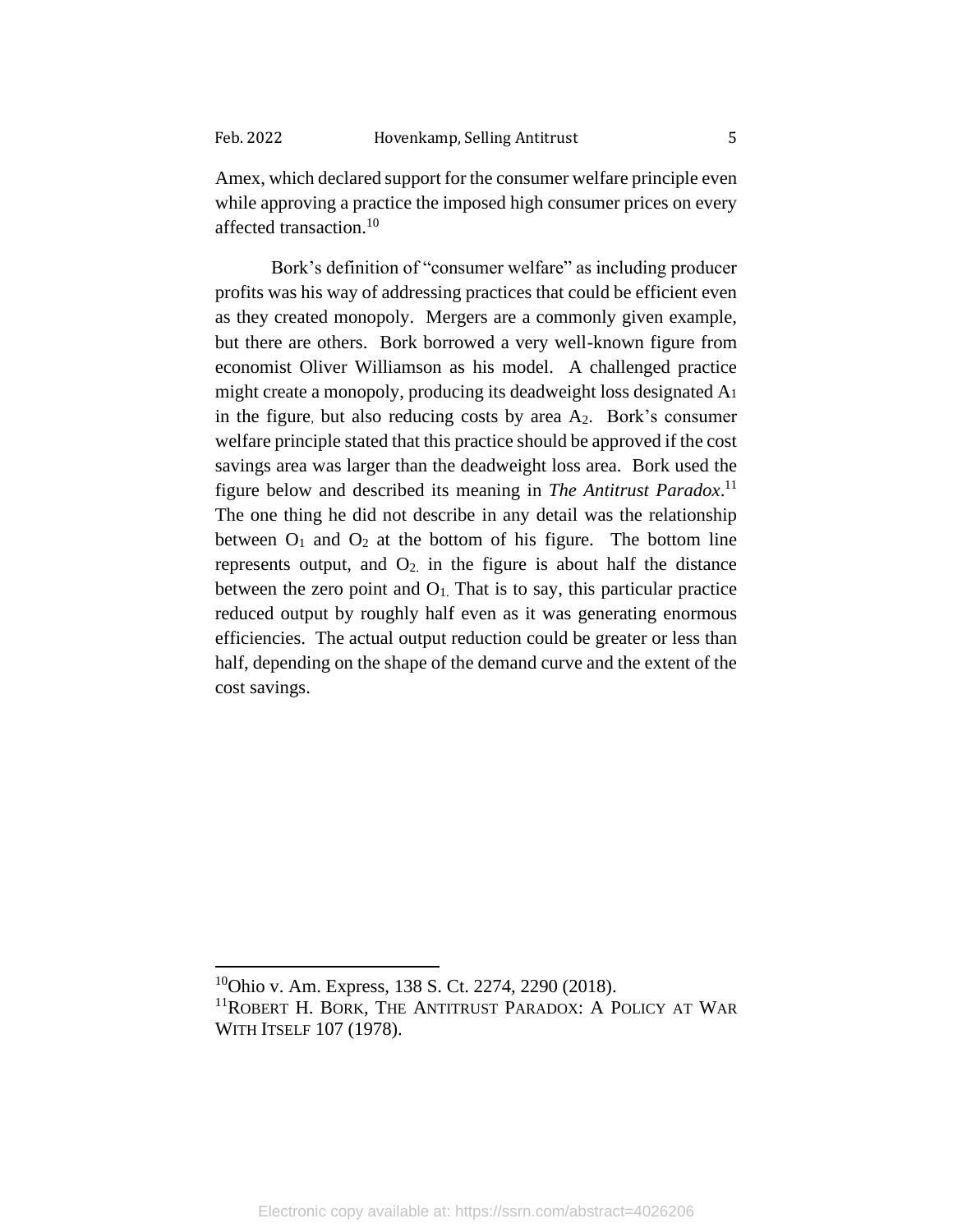Amex, which declared support for the consumer welfare principle even while approving a practice the imposed high consumer prices on every affected transaction.[10]

Bork's definition of "consumer welfare" as including producer profits was his way of addressing practices that could be efficient even as they created monopoly. Mergers are a commonly given example, but there are others. Bork borrowed a very well-known figure from economist Oliver Williamson as his model. A challenged practice might create a monopoly, producing its deadweight loss designated $A_1$ in the figure, but also reducing costs by area $A_2$. Bork's consumer welfare principle stated that this practice should be approved if the cost savings area was larger than the deadweight loss area. Bork used the figure below and described its meaning in *The Antitrust Paradox*.[11] The one thing he did not describe in any detail was the relationship between $O_1$ and $O_2$ at the bottom of his figure. The bottom line represents output, and $O_2$ in the figure is about half the distance between the zero point and $O_1$. That is to say, this particular practice reduced output by roughly half even as it was generating enormous efficiencies. The actual output reduction could be greater or less than half, depending on the shape of the demand curve and the extent of the cost savings.

---

[10] Ohio v. Am. Express, 138 S. Ct. 2274, 2290 (2018).

[11] ROBERT H. BORK, THE ANTITRUST PARADOX: A POLICY AT WAR WITH ITSELF 107 (1978).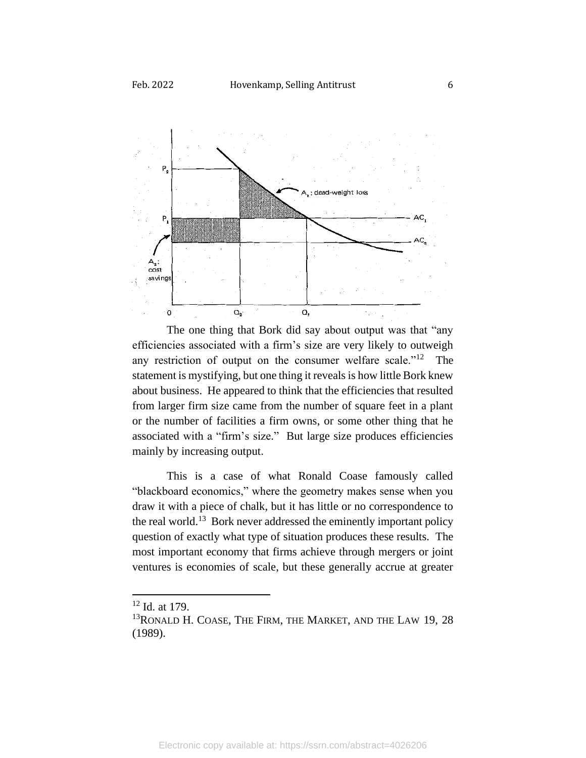The one thing that Bork did say about output was that "any efficiencies associated with a firm's size are very likely to outweigh any restriction of output on the consumer welfare scale."[12] The statement is mystifying, but one thing it reveals is how little Bork knew about business. He appeared to think that the efficiencies that resulted from larger firm size came from the number of square feet in a plant or the number of facilities a firm owns, or some other thing that he associated with a "firm's size." But large size produces efficiencies mainly by increasing output.

This is a case of what Ronald Coase famously called "blackboard economics," where the geometry makes sense when you draw it with a piece of chalk, but it has little or no correspondence to the real world.[13] Bork never addressed the eminently important policy question of exactly what type of situation produces these results. The most important economy that firms achieve through mergers or joint ventures is economies of scale, but these generally accrue at greater

---

[12] Id. at 179.

[13] RONALD H. COASE, THE FIRM, THE MARKET, AND THE LAW 19, 28 (1989).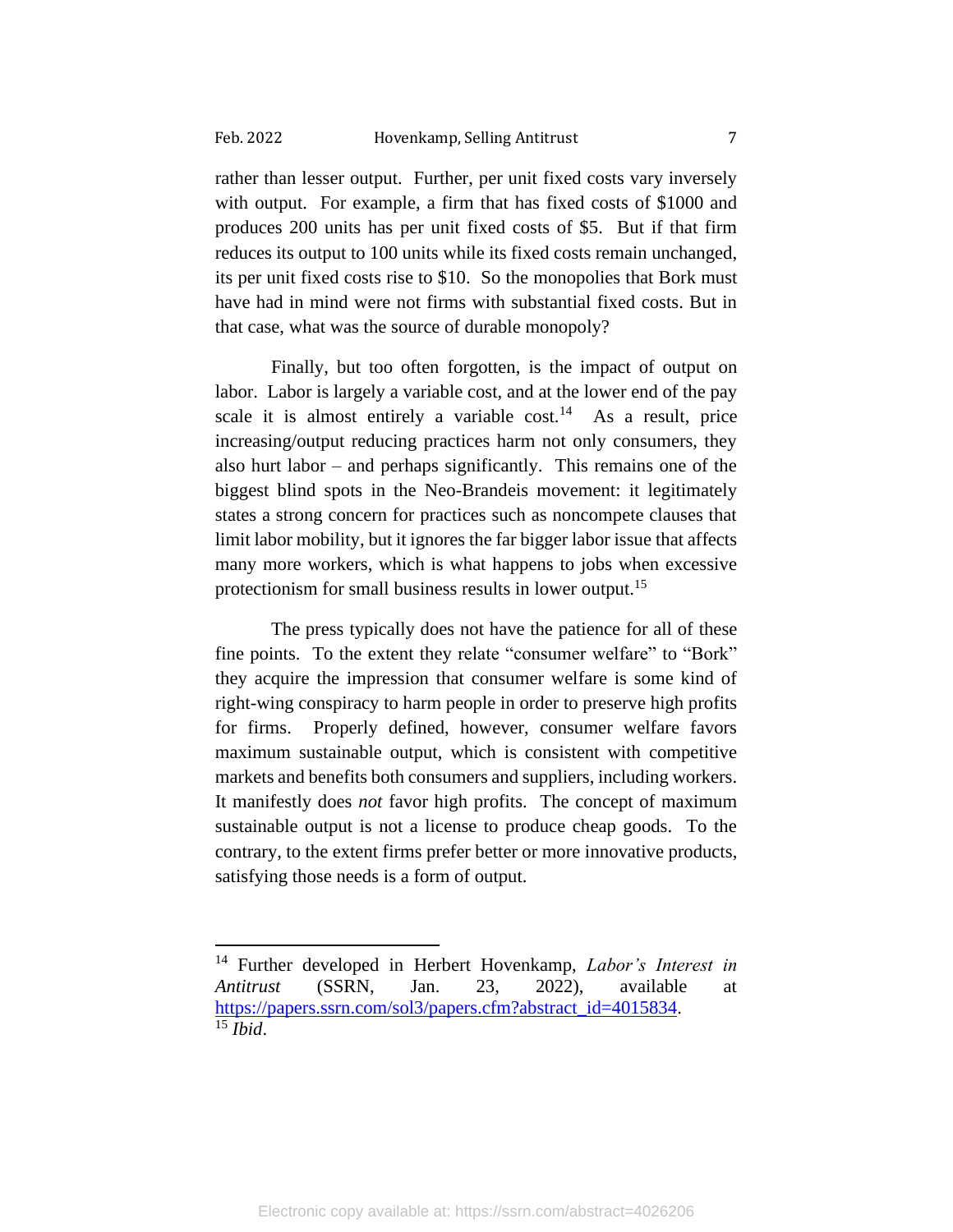rather than lesser output. Further, per unit fixed costs vary inversely with output. For example, a firm that has fixed costs of $1000 and produces 200 units has per unit fixed costs of $5. But if that firm reduces its output to 100 units while its fixed costs remain unchanged, its per unit fixed costs rise to $10. So the monopolies that Bork must have had in mind were not firms with substantial fixed costs. But in that case, what was the source of durable monopoly?

Finally, but too often forgotten, is the impact of output on labor. Labor is largely a variable cost, and at the lower end of the pay scale it is almost entirely a variable cost.[14] As a result, price increasing/output reducing practices harm not only consumers, they also hurt labor – and perhaps significantly. This remains one of the biggest blind spots in the Neo-Brandeis movement: it legitimately states a strong concern for practices such as noncompete clauses that limit labor mobility, but it ignores the far bigger labor issue that affects many more workers, which is what happens to jobs when excessive protectionism for small business results in lower output.[15]

The press typically does not have the patience for all of these fine points. To the extent they relate "consumer welfare" to "Bork" they acquire the impression that consumer welfare is some kind of right-wing conspiracy to harm people in order to preserve high profits for firms. Properly defined, however, consumer welfare favors maximum sustainable output, which is consistent with competitive markets and benefits both consumers and suppliers, including workers. It manifestly does *not* favor high profits. The concept of maximum sustainable output is not a license to produce cheap goods. To the contrary, to the extent firms prefer better or more innovative products, satisfying those needs is a form of output.

---

[14] Further developed in Herbert Hovenkamp, *Labor's Interest in Antitrust* (SSRN, Jan. 23, 2022), available at https://papers.ssrn.com/sol3/papers.cfm?abstract_id=4015834.

[15] *Ibid*.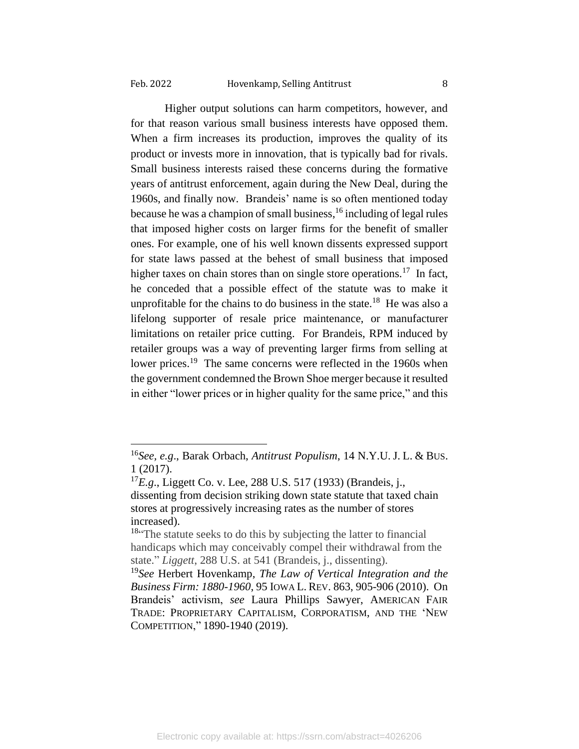Higher output solutions can harm competitors, however, and for that reason various small business interests have opposed them. When a firm increases its production, improves the quality of its product or invests more in innovation, that is typically bad for rivals. Small business interests raised these concerns during the formative years of antitrust enforcement, again during the New Deal, during the 1960s, and finally now. Brandeis' name is so often mentioned today because he was a champion of small business,[16] including of legal rules that imposed higher costs on larger firms for the benefit of smaller ones. For example, one of his well known dissents expressed support for state laws passed at the behest of small business that imposed higher taxes on chain stores than on single store operations.[17] In fact, he conceded that a possible effect of the statute was to make it unprofitable for the chains to do business in the state.[18] He was also a lifelong supporter of resale price maintenance, or manufacturer limitations on retailer price cutting. For Brandeis, RPM induced by retailer groups was a way of preventing larger firms from selling at lower prices.[19] The same concerns were reflected in the 1960s when the government condemned the Brown Shoe merger because it resulted in either "lower prices or in higher quality for the same price," and this

---

[16] *See, e.g*., Barak Orbach, *Antitrust Populism*, 14 N.Y.U. J. L. & BUS. 1 (2017).

[17] *E.g*., Liggett Co. v. Lee, 288 U.S. 517 (1933) (Brandeis, j., dissenting from decision striking down state statute that taxed chain stores at progressively increasing rates as the number of stores increased).

[18] "The statute seeks to do this by subjecting the latter to financial handicaps which may conceivably compel their withdrawal from the state." *Liggett*, 288 U.S. at 541 (Brandeis, j., dissenting).

[19] *See* Herbert Hovenkamp, *The Law of Vertical Integration and the Business Firm: 1880-1960*, 95 IOWA L. REV. 863, 905-906 (2010). On Brandeis' activism, *see* Laura Phillips Sawyer, AMERICAN FAIR TRADE: PROPRIETARY CAPITALISM, CORPORATISM, AND THE 'NEW COMPETITION," 1890-1940 (2019).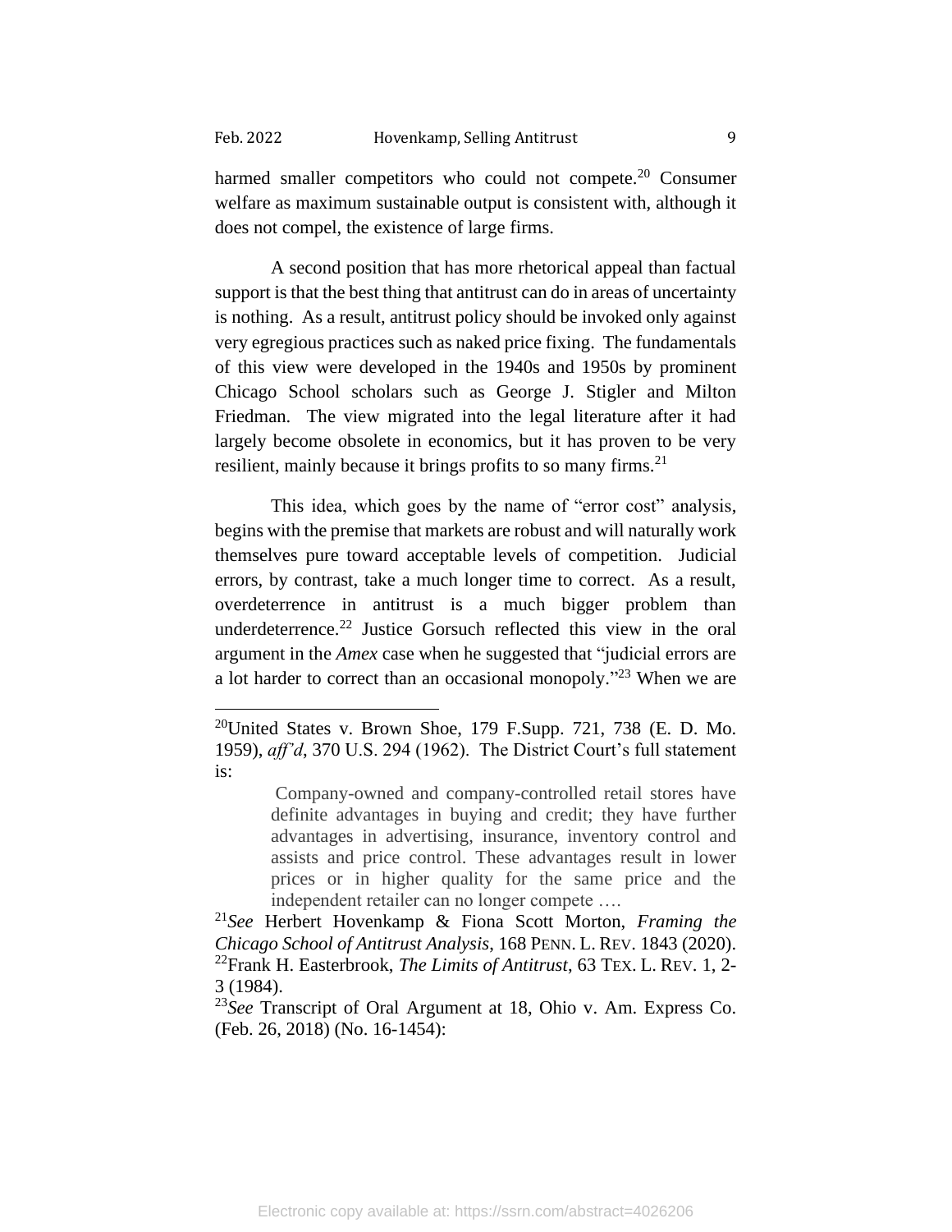harmed smaller competitors who could not compete.[20] Consumer welfare as maximum sustainable output is consistent with, although it does not compel, the existence of large firms.

A second position that has more rhetorical appeal than factual support is that the best thing that antitrust can do in areas of uncertainty is nothing. As a result, antitrust policy should be invoked only against very egregious practices such as naked price fixing. The fundamentals of this view were developed in the 1940s and 1950s by prominent Chicago School scholars such as George J. Stigler and Milton Friedman. The view migrated into the legal literature after it had largely become obsolete in economics, but it has proven to be very resilient, mainly because it brings profits to so many firms.[21]

This idea, which goes by the name of "error cost" analysis, begins with the premise that markets are robust and will naturally work themselves pure toward acceptable levels of competition. Judicial errors, by contrast, take a much longer time to correct. As a result, overdeterrence in antitrust is a much bigger problem than underdeterrence.[22] Justice Gorsuch reflected this view in the oral argument in the *Amex* case when he suggested that "judicial errors are a lot harder to correct than an occasional monopoly."[23] When we are

---

[20] United States v. Brown Shoe, 179 F.Supp. 721, 738 (E. D. Mo. 1959), *aff'd*, 370 U.S. 294 (1962). The District Court's full statement is:

> Company-owned and company-controlled retail stores have definite advantages in buying and credit; they have further advantages in advertising, insurance, inventory control and assists and price control. These advantages result in lower prices or in higher quality for the same price and the independent retailer can no longer compete ….

[21] *See* Herbert Hovenkamp & Fiona Scott Morton, *Framing the Chicago School of Antitrust Analysis*, 168 PENN. L. REV. 1843 (2020).

[22] Frank H. Easterbrook, *The Limits of Antitrust*, 63 TEX. L. REV. 1, 2-3 (1984).

[23] *See* Transcript of Oral Argument at 18, Ohio v. Am. Express Co. (Feb. 26, 2018) (No. 16-1454):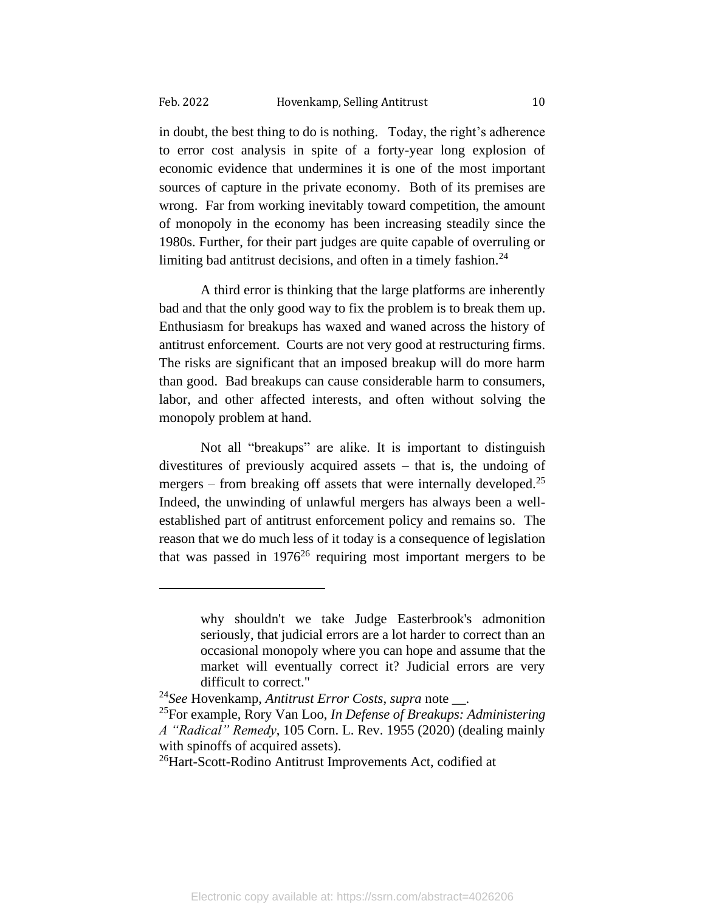in doubt, the best thing to do is nothing. Today, the right's adherence to error cost analysis in spite of a forty-year long explosion of economic evidence that undermines it is one of the most important sources of capture in the private economy. Both of its premises are wrong. Far from working inevitably toward competition, the amount of monopoly in the economy has been increasing steadily since the 1980s. Further, for their part judges are quite capable of overruling or limiting bad antitrust decisions, and often in a timely fashion.[24]

A third error is thinking that the large platforms are inherently bad and that the only good way to fix the problem is to break them up. Enthusiasm for breakups has waxed and waned across the history of antitrust enforcement. Courts are not very good at restructuring firms. The risks are significant that an imposed breakup will do more harm than good. Bad breakups can cause considerable harm to consumers, labor, and other affected interests, and often without solving the monopoly problem at hand.

Not all "breakups" are alike. It is important to distinguish divestitures of previously acquired assets – that is, the undoing of mergers – from breaking off assets that were internally developed.[25] Indeed, the unwinding of unlawful mergers has always been a well-established part of antitrust enforcement policy and remains so. The reason that we do much less of it today is a consequence of legislation that was passed in 1976[26] requiring most important mergers to be

---

> why shouldn't we take Judge Easterbrook's admonition seriously, that judicial errors are a lot harder to correct than an occasional monopoly where you can hope and assume that the market will eventually correct it? Judicial errors are very difficult to correct."

[24]*See* Hovenkamp, *Antitrust Error Costs*, *supra* note __.

[25]For example, Rory Van Loo, *In Defense of Breakups: Administering A "Radical" Remedy*, 105 Corn. L. Rev. 1955 (2020) (dealing mainly with spinoffs of acquired assets).

[26]Hart-Scott-Rodino Antitrust Improvements Act, codified at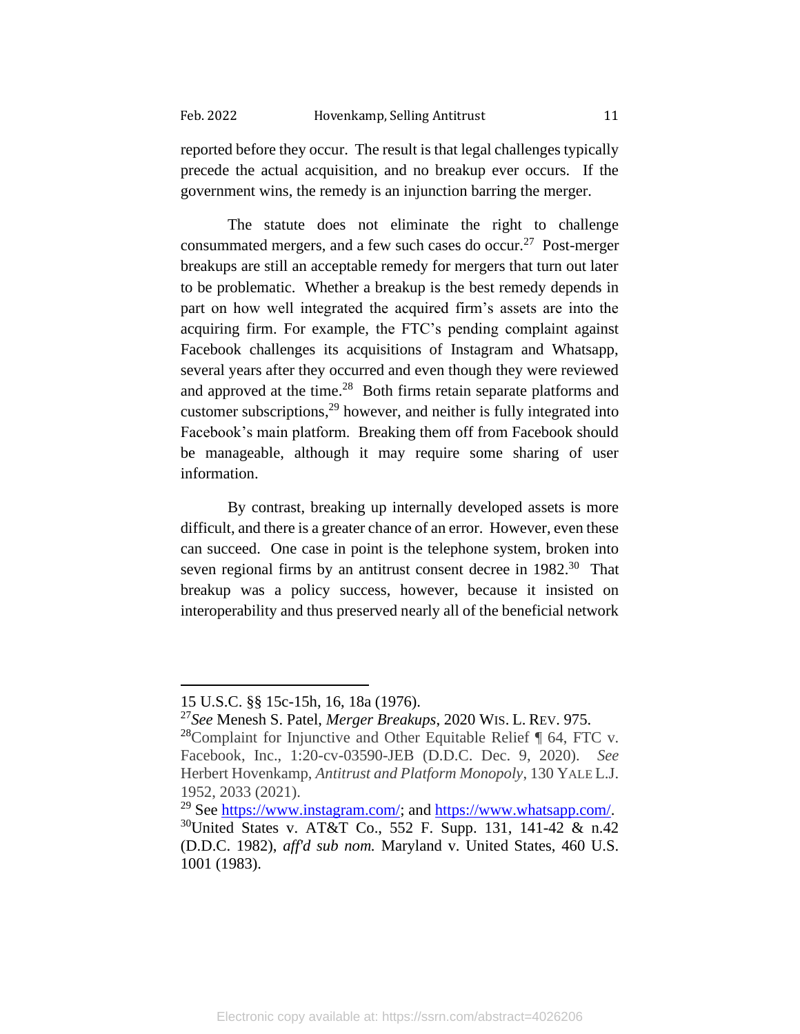reported before they occur. The result is that legal challenges typically precede the actual acquisition, and no breakup ever occurs. If the government wins, the remedy is an injunction barring the merger.

The statute does not eliminate the right to challenge consummated mergers, and a few such cases do occur.[27] Post-merger breakups are still an acceptable remedy for mergers that turn out later to be problematic. Whether a breakup is the best remedy depends in part on how well integrated the acquired firm's assets are into the acquiring firm. For example, the FTC's pending complaint against Facebook challenges its acquisitions of Instagram and Whatsapp, several years after they occurred and even though they were reviewed and approved at the time.[28] Both firms retain separate platforms and customer subscriptions,[29] however, and neither is fully integrated into Facebook's main platform. Breaking them off from Facebook should be manageable, although it may require some sharing of user information.

By contrast, breaking up internally developed assets is more difficult, and there is a greater chance of an error. However, even these can succeed. One case in point is the telephone system, broken into seven regional firms by an antitrust consent decree in 1982.[30] That breakup was a policy success, however, because it insisted on interoperability and thus preserved nearly all of the beneficial network

---

15 U.S.C. §§ 15c-15h, 16, 18a (1976).

[27] *See* Menesh S. Patel, *Merger Breakups*, 2020 WIS. L. REV. 975.

[28] Complaint for Injunctive and Other Equitable Relief ¶ 64, FTC v. Facebook, Inc., 1:20-cv-03590-JEB (D.D.C. Dec. 9, 2020). *See* Herbert Hovenkamp, *Antitrust and Platform Monopoly*, 130 YALE L.J. 1952, 2033 (2021).

[29] See https://www.instagram.com/; and https://www.whatsapp.com/.

[30] United States v. AT&T Co., 552 F. Supp. 131, 141-42 & n.42 (D.D.C. 1982), *aff'd sub nom.* Maryland v. United States, 460 U.S. 1001 (1983).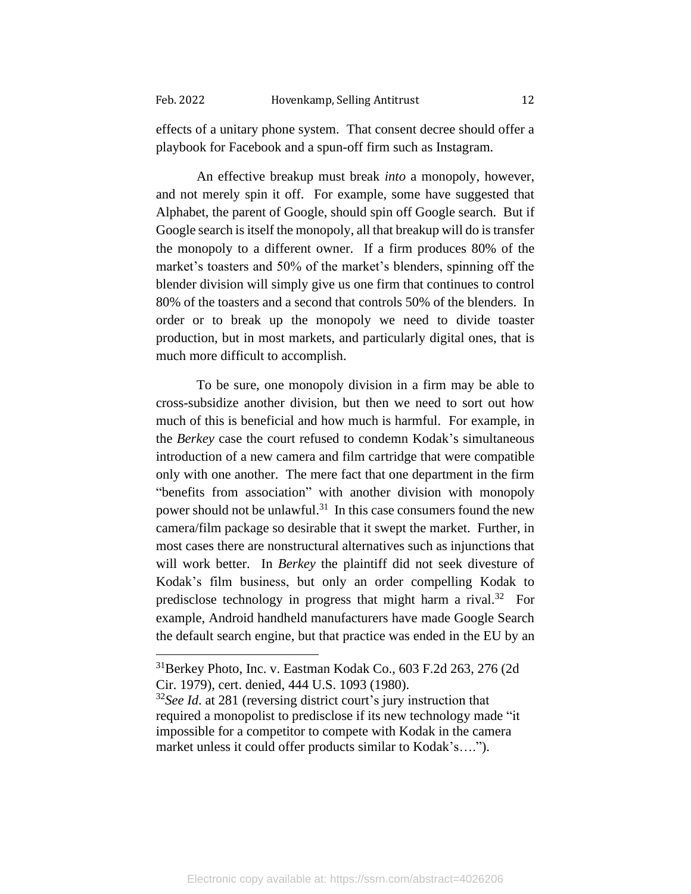effects of a unitary phone system. That consent decree should offer a playbook for Facebook and a spun-off firm such as Instagram.

An effective breakup must break *into* a monopoly, however, and not merely spin it off. For example, some have suggested that Alphabet, the parent of Google, should spin off Google search. But if Google search is itself the monopoly, all that breakup will do is transfer the monopoly to a different owner. If a firm produces 80% of the market's toasters and 50% of the market's blenders, spinning off the blender division will simply give us one firm that continues to control 80% of the toasters and a second that controls 50% of the blenders. In order or to break up the monopoly we need to divide toaster production, but in most markets, and particularly digital ones, that is much more difficult to accomplish.

To be sure, one monopoly division in a firm may be able to cross-subsidize another division, but then we need to sort out how much of this is beneficial and how much is harmful. For example, in the *Berkey* case the court refused to condemn Kodak's simultaneous introduction of a new camera and film cartridge that were compatible only with one another. The mere fact that one department in the firm "benefits from association" with another division with monopoly power should not be unlawful.[31] In this case consumers found the new camera/film package so desirable that it swept the market. Further, in most cases there are nonstructural alternatives such as injunctions that will work better. In *Berkey* the plaintiff did not seek divesture of Kodak's film business, but only an order compelling Kodak to predisclose technology in progress that might harm a rival.[32] For example, Android handheld manufacturers have made Google Search the default search engine, but that practice was ended in the EU by an

---

[31] Berkey Photo, Inc. v. Eastman Kodak Co., 603 F.2d 263, 276 (2d Cir. 1979), cert. denied, 444 U.S. 1093 (1980).

[32] *See Id*. at 281 (reversing district court's jury instruction that required a monopolist to predisclose if its new technology made "it impossible for a competitor to compete with Kodak in the camera market unless it could offer products similar to Kodak's….").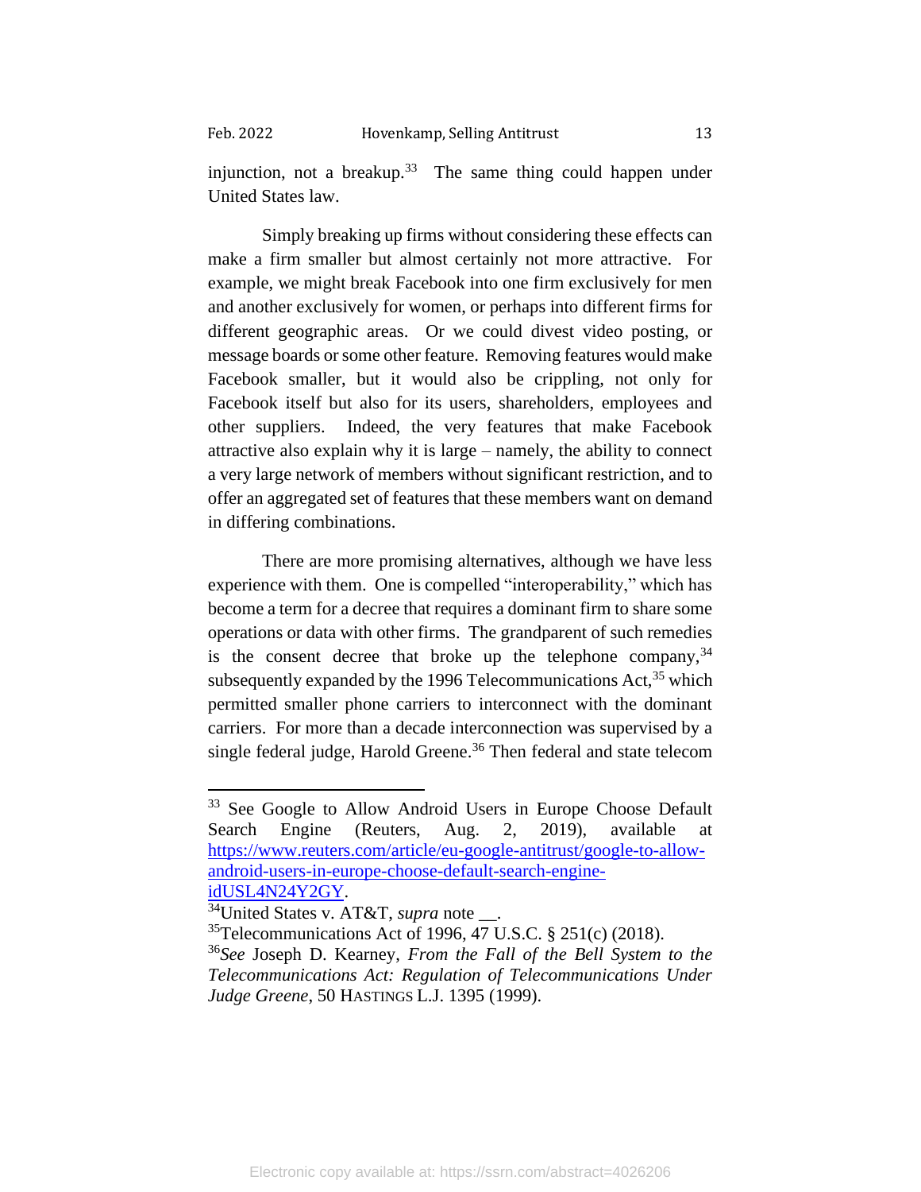injunction, not a breakup.[33] The same thing could happen under United States law.

Simply breaking up firms without considering these effects can make a firm smaller but almost certainly not more attractive. For example, we might break Facebook into one firm exclusively for men and another exclusively for women, or perhaps into different firms for different geographic areas. Or we could divest video posting, or message boards or some other feature. Removing features would make Facebook smaller, but it would also be crippling, not only for Facebook itself but also for its users, shareholders, employees and other suppliers. Indeed, the very features that make Facebook attractive also explain why it is large – namely, the ability to connect a very large network of members without significant restriction, and to offer an aggregated set of features that these members want on demand in differing combinations.

There are more promising alternatives, although we have less experience with them. One is compelled "interoperability," which has become a term for a decree that requires a dominant firm to share some operations or data with other firms. The grandparent of such remedies is the consent decree that broke up the telephone company,[34] subsequently expanded by the 1996 Telecommunications Act,[35] which permitted smaller phone carriers to interconnect with the dominant carriers. For more than a decade interconnection was supervised by a single federal judge, Harold Greene.[36] Then federal and state telecom

---

[33] See Google to Allow Android Users in Europe Choose Default Search Engine (Reuters, Aug. 2, 2019), available at https://www.reuters.com/article/eu-google-antitrust/google-to-allow-android-users-in-europe-choose-default-search-engine-idUSL4N24Y2GY.

[34] United States v. AT&T, *supra* note __.

[35] Telecommunications Act of 1996, 47 U.S.C. § 251(c) (2018).

[36] *See* Joseph D. Kearney, *From the Fall of the Bell System to the Telecommunications Act: Regulation of Telecommunications Under Judge Greene*, 50 HASTINGS L.J. 1395 (1999).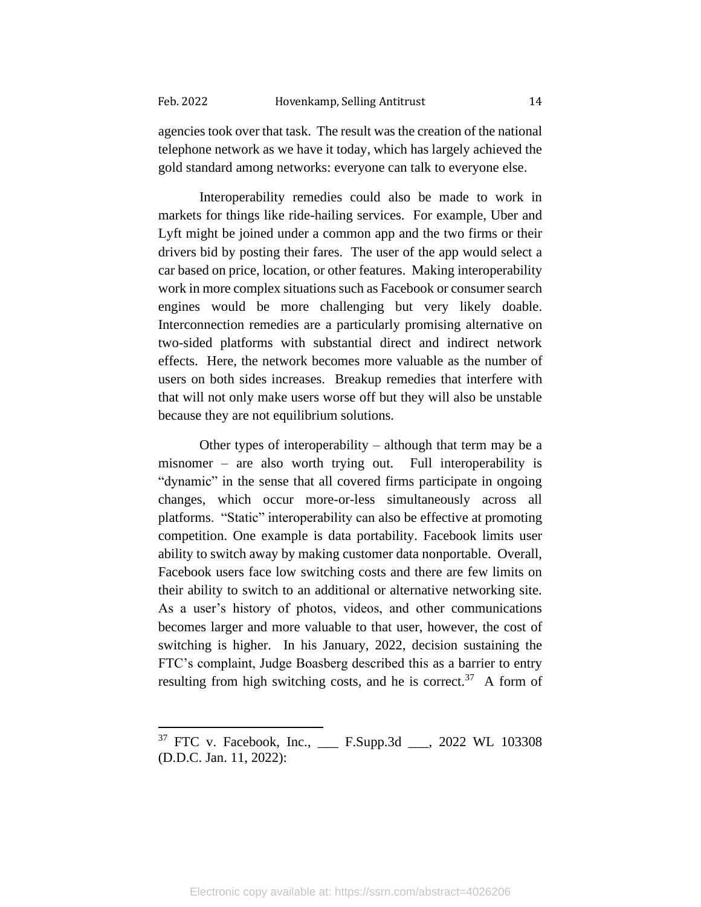agencies took over that task. The result was the creation of the national telephone network as we have it today, which has largely achieved the gold standard among networks: everyone can talk to everyone else.

Interoperability remedies could also be made to work in markets for things like ride-hailing services. For example, Uber and Lyft might be joined under a common app and the two firms or their drivers bid by posting their fares. The user of the app would select a car based on price, location, or other features. Making interoperability work in more complex situations such as Facebook or consumer search engines would be more challenging but very likely doable. Interconnection remedies are a particularly promising alternative on two-sided platforms with substantial direct and indirect network effects. Here, the network becomes more valuable as the number of users on both sides increases. Breakup remedies that interfere with that will not only make users worse off but they will also be unstable because they are not equilibrium solutions.

Other types of interoperability – although that term may be a misnomer – are also worth trying out. Full interoperability is "dynamic" in the sense that all covered firms participate in ongoing changes, which occur more-or-less simultaneously across all platforms. "Static" interoperability can also be effective at promoting competition. One example is data portability. Facebook limits user ability to switch away by making customer data nonportable. Overall, Facebook users face low switching costs and there are few limits on their ability to switch to an additional or alternative networking site. As a user's history of photos, videos, and other communications becomes larger and more valuable to that user, however, the cost of switching is higher. In his January, 2022, decision sustaining the FTC's complaint, Judge Boasberg described this as a barrier to entry resulting from high switching costs, and he is correct.[37] A form of

---

[37] FTC v. Facebook, Inc., ___ F.Supp.3d ___, 2022 WL 103308 (D.D.C. Jan. 11, 2022):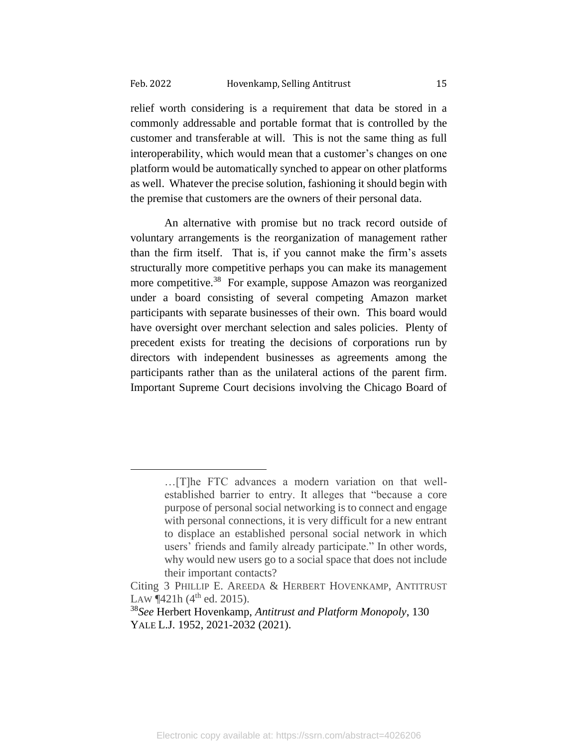relief worth considering is a requirement that data be stored in a commonly addressable and portable format that is controlled by the customer and transferable at will. This is not the same thing as full interoperability, which would mean that a customer's changes on one platform would be automatically synched to appear on other platforms as well. Whatever the precise solution, fashioning it should begin with the premise that customers are the owners of their personal data.

An alternative with promise but no track record outside of voluntary arrangements is the reorganization of management rather than the firm itself. That is, if you cannot make the firm's assets structurally more competitive perhaps you can make its management more competitive.[38] For example, suppose Amazon was reorganized under a board consisting of several competing Amazon market participants with separate businesses of their own. This board would have oversight over merchant selection and sales policies. Plenty of precedent exists for treating the decisions of corporations run by directors with independent businesses as agreements among the participants rather than as the unilateral actions of the parent firm. Important Supreme Court decisions involving the Chicago Board of

---

> …[T]he FTC advances a modern variation on that well-established barrier to entry. It alleges that "because a core purpose of personal social networking is to connect and engage with personal connections, it is very difficult for a new entrant to displace an established personal social network in which users' friends and family already participate." In other words, why would new users go to a social space that does not include their important contacts?

Citing 3 PHILLIP E. AREEDA & HERBERT HOVENKAMP, ANTITRUST LAW ¶421h (4th ed. 2015).

[38] *See* Herbert Hovenkamp, *Antitrust and Platform Monopoly*, 130 YALE L.J. 1952, 2021-2032 (2021).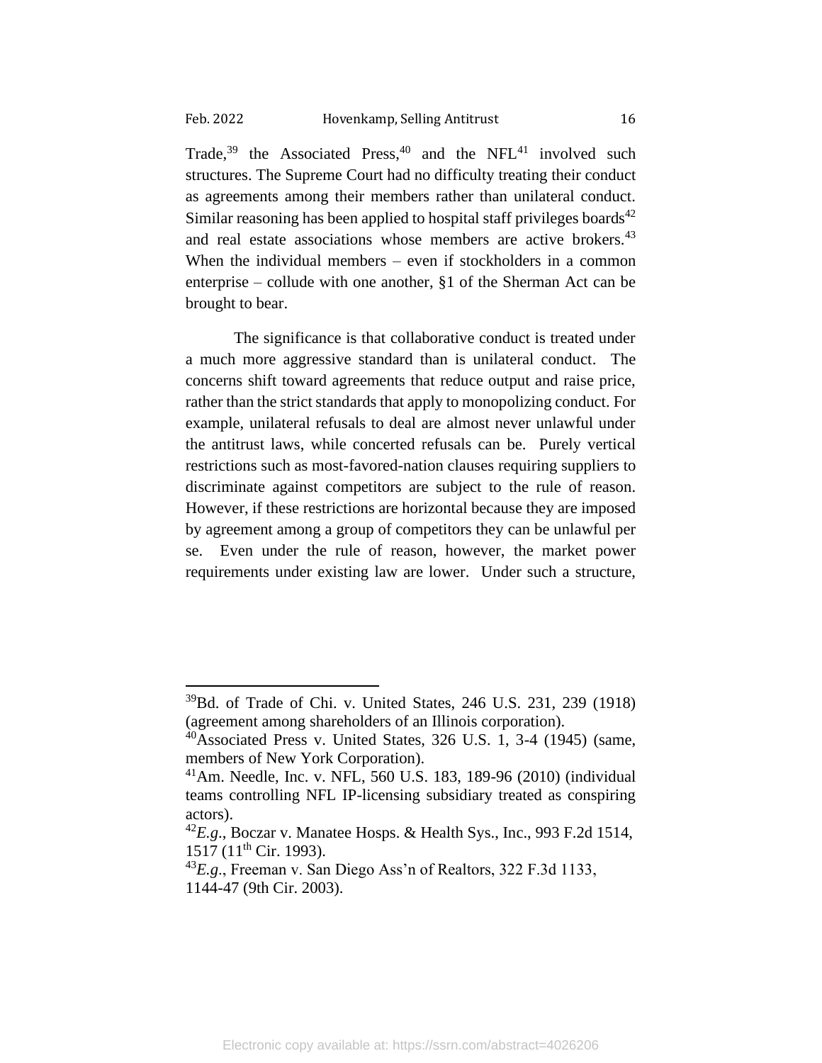Trade,[39] the Associated Press,[40] and the NFL[41] involved such structures. The Supreme Court had no difficulty treating their conduct as agreements among their members rather than unilateral conduct. Similar reasoning has been applied to hospital staff privileges boards[42] and real estate associations whose members are active brokers.[43] When the individual members – even if stockholders in a common enterprise – collude with one another, §1 of the Sherman Act can be brought to bear.

The significance is that collaborative conduct is treated under a much more aggressive standard than is unilateral conduct. The concerns shift toward agreements that reduce output and raise price, rather than the strict standards that apply to monopolizing conduct. For example, unilateral refusals to deal are almost never unlawful under the antitrust laws, while concerted refusals can be. Purely vertical restrictions such as most-favored-nation clauses requiring suppliers to discriminate against competitors are subject to the rule of reason. However, if these restrictions are horizontal because they are imposed by agreement among a group of competitors they can be unlawful per se. Even under the rule of reason, however, the market power requirements under existing law are lower. Under such a structure,

---

[39] Bd. of Trade of Chi. v. United States, 246 U.S. 231, 239 (1918) (agreement among shareholders of an Illinois corporation).

[40] Associated Press v. United States, 326 U.S. 1, 3-4 (1945) (same, members of New York Corporation).

[41] Am. Needle, Inc. v. NFL, 560 U.S. 183, 189-96 (2010) (individual teams controlling NFL IP-licensing subsidiary treated as conspiring actors).

[42] *E.g.*, Boczar v. Manatee Hosps. & Health Sys., Inc., 993 F.2d 1514, 1517 (11th Cir. 1993).

[43] *E.g.*, Freeman v. San Diego Ass'n of Realtors, 322 F.3d 1133, 1144-47 (9th Cir. 2003).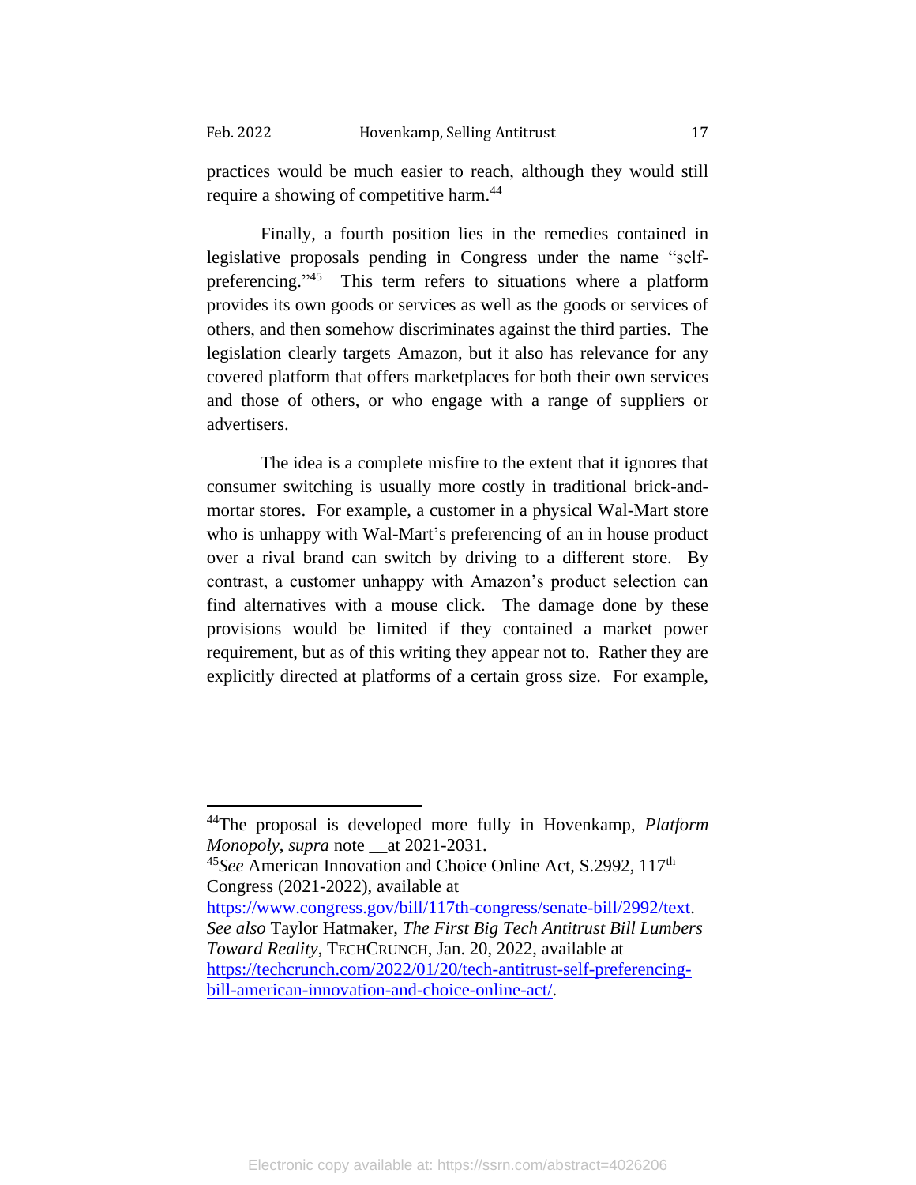practices would be much easier to reach, although they would still require a showing of competitive harm.[44]

Finally, a fourth position lies in the remedies contained in legislative proposals pending in Congress under the name "self-preferencing."[45] This term refers to situations where a platform provides its own goods or services as well as the goods or services of others, and then somehow discriminates against the third parties. The legislation clearly targets Amazon, but it also has relevance for any covered platform that offers marketplaces for both their own services and those of others, or who engage with a range of suppliers or advertisers.

The idea is a complete misfire to the extent that it ignores that consumer switching is usually more costly in traditional brick-and-mortar stores. For example, a customer in a physical Wal-Mart store who is unhappy with Wal-Mart's preferencing of an in house product over a rival brand can switch by driving to a different store. By contrast, a customer unhappy with Amazon's product selection can find alternatives with a mouse click. The damage done by these provisions would be limited if they contained a market power requirement, but as of this writing they appear not to. Rather they are explicitly directed at platforms of a certain gross size. For example,

---

[44]The proposal is developed more fully in Hovenkamp, *Platform Monopoly*, *supra* note __at 2021-2031.

[45]*See* American Innovation and Choice Online Act, S.2992, 117[th] Congress (2021-2022), available at https://www.congress.gov/bill/117th-congress/senate-bill/2992/text. *See also* Taylor Hatmaker, *The First Big Tech Antitrust Bill Lumbers Toward Reality*, TECHCRUNCH, Jan. 20, 2022, available at https://techcrunch.com/2022/01/20/tech-antitrust-self-preferencing-bill-american-innovation-and-choice-online-act/.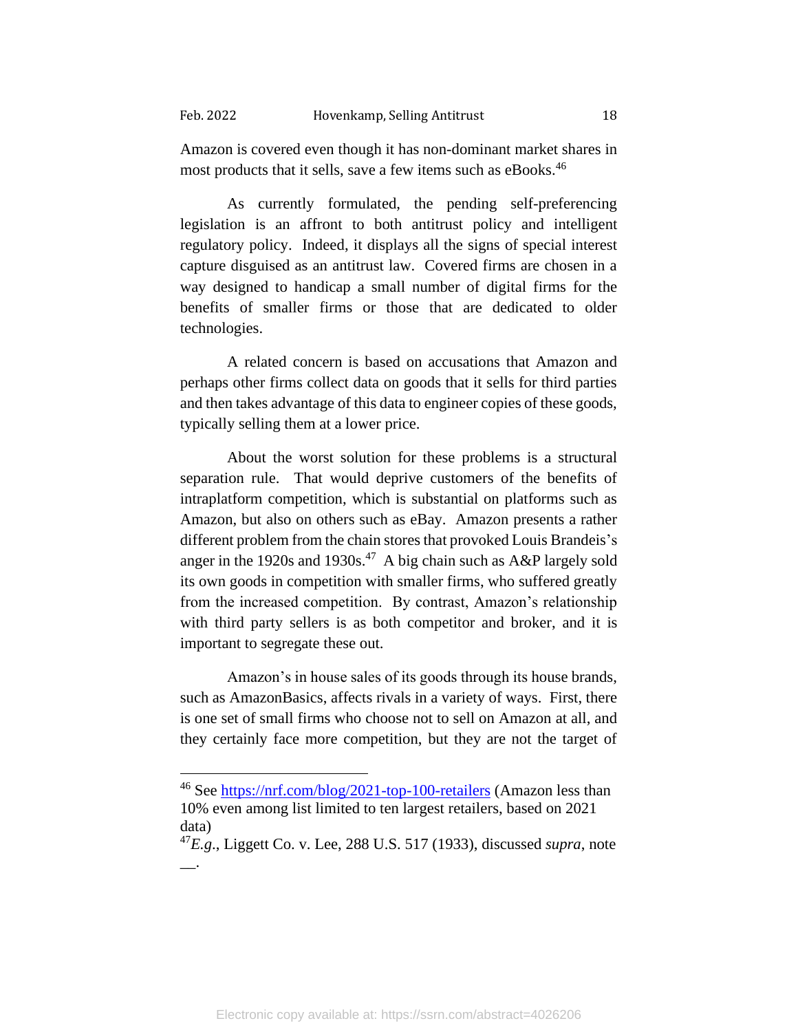Amazon is covered even though it has non-dominant market shares in most products that it sells, save a few items such as eBooks.[46]

As currently formulated, the pending self-preferencing legislation is an affront to both antitrust policy and intelligent regulatory policy. Indeed, it displays all the signs of special interest capture disguised as an antitrust law. Covered firms are chosen in a way designed to handicap a small number of digital firms for the benefits of smaller firms or those that are dedicated to older technologies.

A related concern is based on accusations that Amazon and perhaps other firms collect data on goods that it sells for third parties and then takes advantage of this data to engineer copies of these goods, typically selling them at a lower price.

About the worst solution for these problems is a structural separation rule. That would deprive customers of the benefits of intraplatform competition, which is substantial on platforms such as Amazon, but also on others such as eBay. Amazon presents a rather different problem from the chain stores that provoked Louis Brandeis's anger in the 1920s and 1930s.[47] A big chain such as A&P largely sold its own goods in competition with smaller firms, who suffered greatly from the increased competition. By contrast, Amazon's relationship with third party sellers is as both competitor and broker, and it is important to segregate these out.

Amazon's in house sales of its goods through its house brands, such as AmazonBasics, affects rivals in a variety of ways. First, there is one set of small firms who choose not to sell on Amazon at all, and they certainly face more competition, but they are not the target of

---

[46] See https://nrf.com/blog/2021-top-100-retailers (Amazon less than 10% even among list limited to ten largest retailers, based on 2021 data)

[47] *E.g.*, Liggett Co. v. Lee, 288 U.S. 517 (1933), discussed *supra*, note __.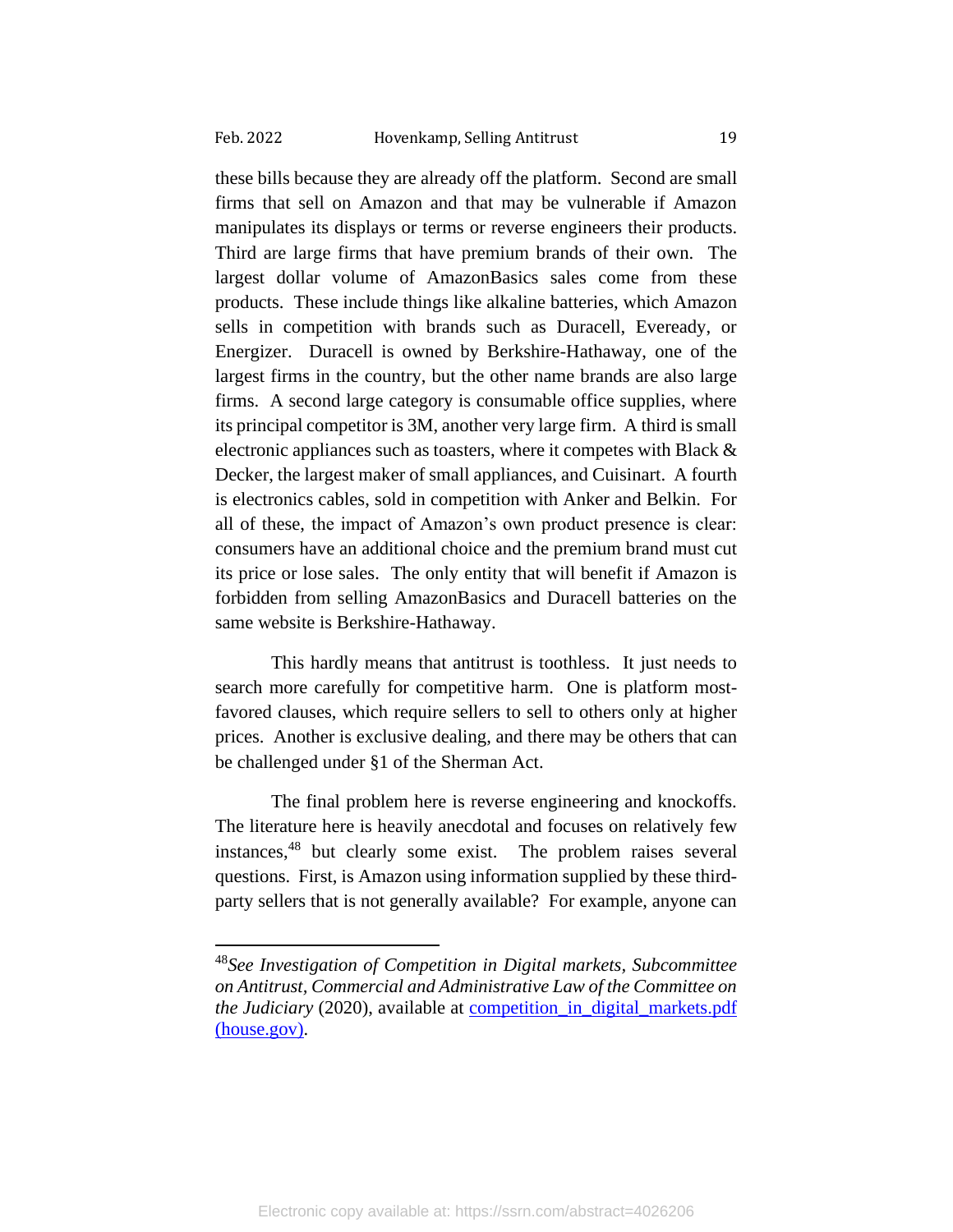these bills because they are already off the platform. Second are small firms that sell on Amazon and that may be vulnerable if Amazon manipulates its displays or terms or reverse engineers their products. Third are large firms that have premium brands of their own. The largest dollar volume of AmazonBasics sales come from these products. These include things like alkaline batteries, which Amazon sells in competition with brands such as Duracell, Eveready, or Energizer. Duracell is owned by Berkshire-Hathaway, one of the largest firms in the country, but the other name brands are also large firms. A second large category is consumable office supplies, where its principal competitor is 3M, another very large firm. A third is small electronic appliances such as toasters, where it competes with Black & Decker, the largest maker of small appliances, and Cuisinart. A fourth is electronics cables, sold in competition with Anker and Belkin. For all of these, the impact of Amazon's own product presence is clear: consumers have an additional choice and the premium brand must cut its price or lose sales. The only entity that will benefit if Amazon is forbidden from selling AmazonBasics and Duracell batteries on the same website is Berkshire-Hathaway.

This hardly means that antitrust is toothless. It just needs to search more carefully for competitive harm. One is platform most-favored clauses, which require sellers to sell to others only at higher prices. Another is exclusive dealing, and there may be others that can be challenged under §1 of the Sherman Act.

The final problem here is reverse engineering and knockoffs. The literature here is heavily anecdotal and focuses on relatively few instances,[48] but clearly some exist. The problem raises several questions. First, is Amazon using information supplied by these third-party sellers that is not generally available? For example, anyone can

---

[48]*See Investigation of Competition in Digital markets, Subcommittee on Antitrust, Commercial and Administrative Law of the Committee on the Judiciary* (2020), available at [competition_in_digital_markets.pdf (house.gov)](competition_in_digital_markets.pdf).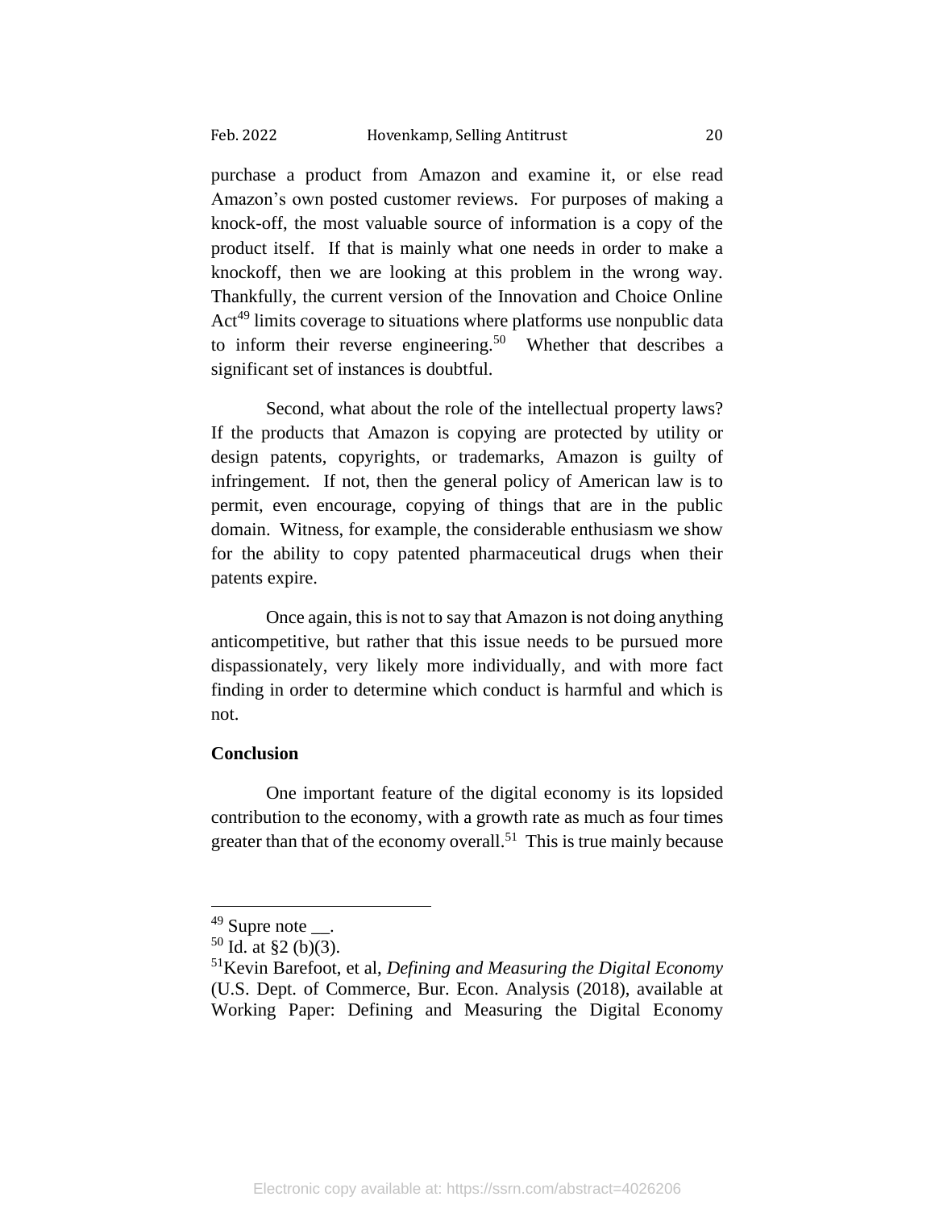purchase a product from Amazon and examine it, or else read Amazon's own posted customer reviews. For purposes of making a knock-off, the most valuable source of information is a copy of the product itself. If that is mainly what one needs in order to make a knockoff, then we are looking at this problem in the wrong way. Thankfully, the current version of the Innovation and Choice Online Act[49] limits coverage to situations where platforms use nonpublic data to inform their reverse engineering.[50] Whether that describes a significant set of instances is doubtful.

Second, what about the role of the intellectual property laws? If the products that Amazon is copying are protected by utility or design patents, copyrights, or trademarks, Amazon is guilty of infringement. If not, then the general policy of American law is to permit, even encourage, copying of things that are in the public domain. Witness, for example, the considerable enthusiasm we show for the ability to copy patented pharmaceutical drugs when their patents expire.

Once again, this is not to say that Amazon is not doing anything anticompetitive, but rather that this issue needs to be pursued more dispassionately, very likely more individually, and with more fact finding in order to determine which conduct is harmful and which is not.

**Conclusion**

One important feature of the digital economy is its lopsided contribution to the economy, with a growth rate as much as four times greater than that of the economy overall.[51] This is true mainly because

---

[49] Supre note __.

[50] Id. at §2 (b)(3).

[51] Kevin Barefoot, et al, *Defining and Measuring the Digital Economy* (U.S. Dept. of Commerce, Bur. Econ. Analysis (2018), available at Working Paper: Defining and Measuring the Digital Economy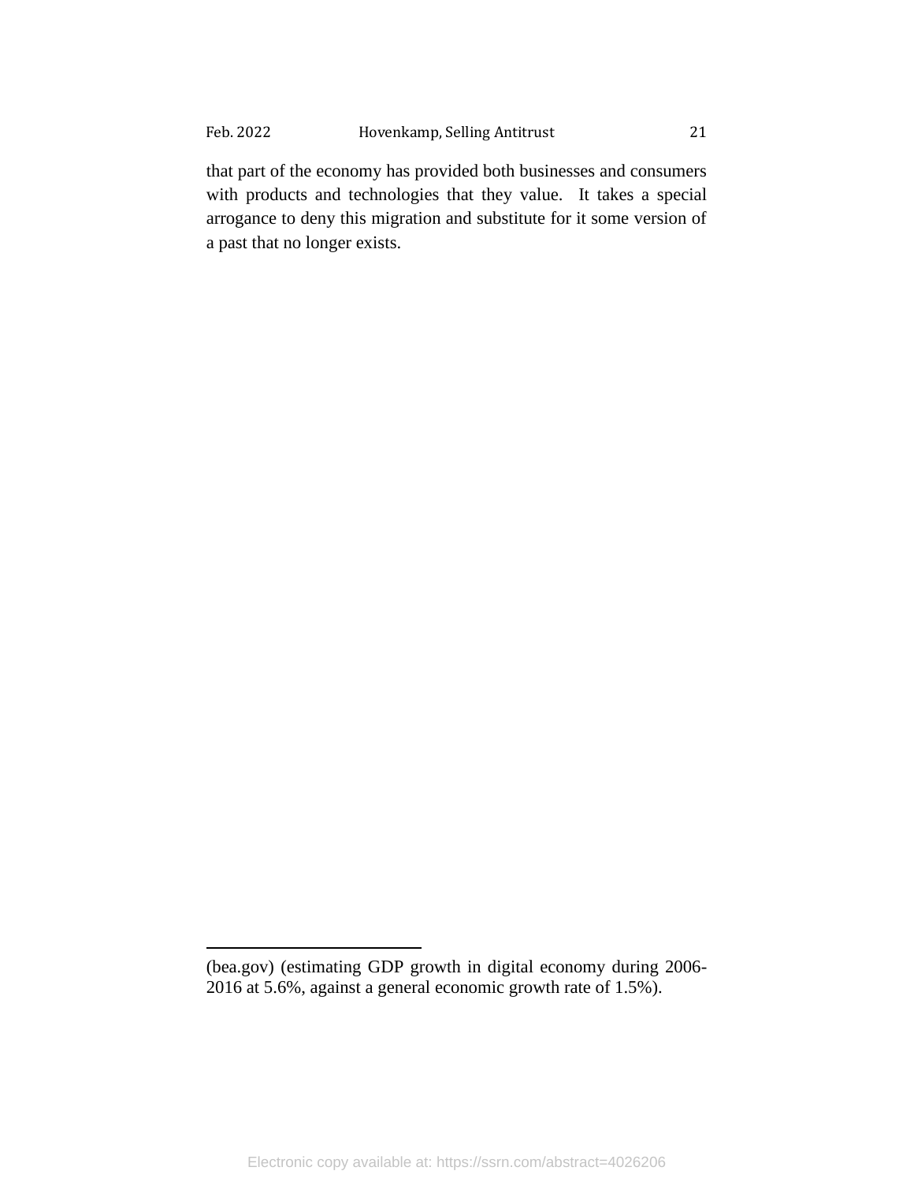that part of the economy has provided both businesses and consumers with products and technologies that they value. It takes a special arrogance to deny this migration and substitute for it some version of a past that no longer exists.

---

(bea.gov) (estimating GDP growth in digital economy during 2006-2016 at 5.6%, against a general economic growth rate of 1.5%).